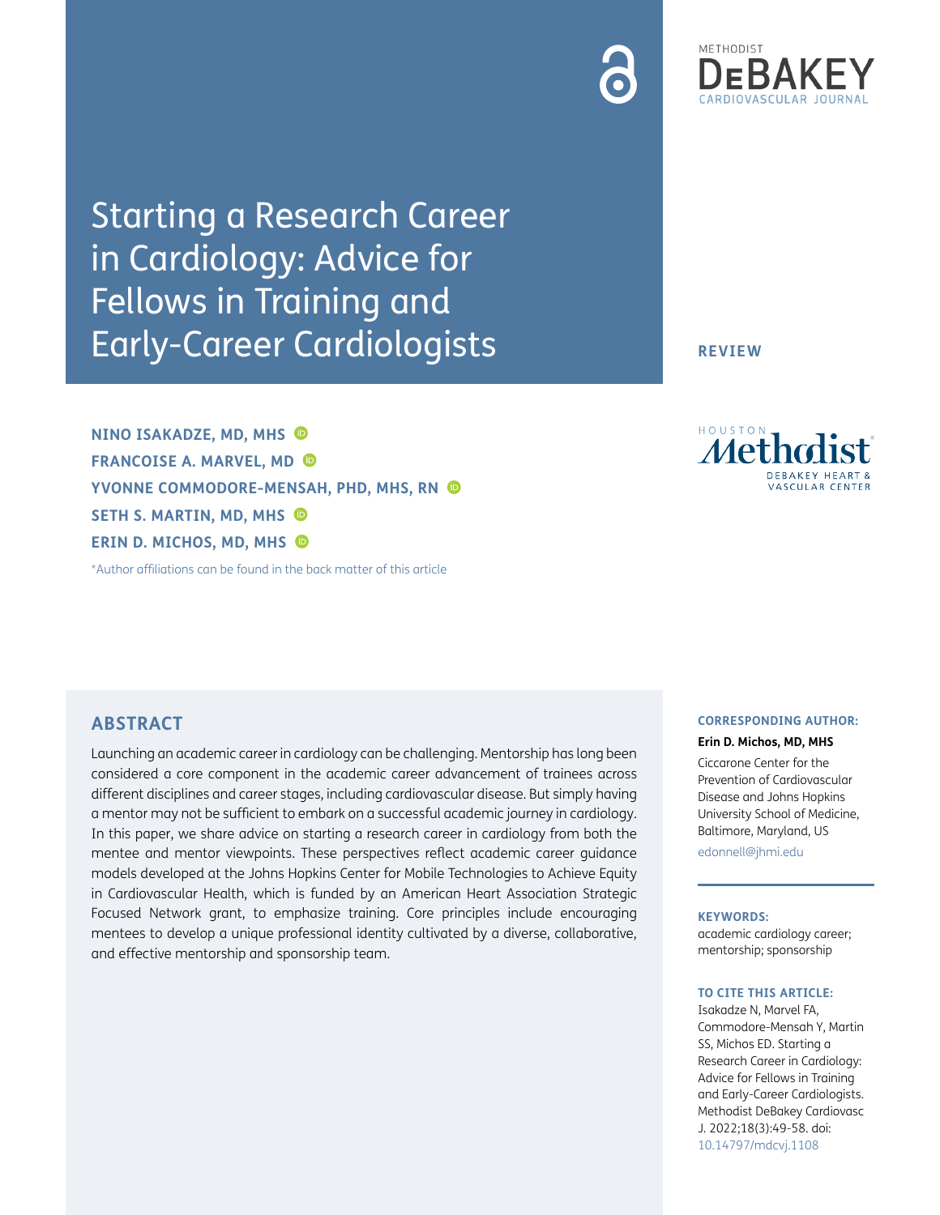# Starting a Research Career in Cardiology: Advice for Fellows in Training and Early-Career Cardiologists

REVIEW

**NINO ISAKADZE, MD, MHS**
**FRANCOISE A. MARVEL, MD**
**YVONNE COMMODORE-MENSAH, PHD, MHS, RN**
**SETH S. MARTIN, MD, MHS**
**ERIN D. MICHOS, MD, MHS**

*Author affiliations can be found in the back matter of this article

## ABSTRACT

Launching an academic career in cardiology can be challenging. Mentorship has long been considered a core component in the academic career advancement of trainees across different disciplines and career stages, including cardiovascular disease. But simply having a mentor may not be sufficient to embark on a successful academic journey in cardiology. In this paper, we share advice on starting a research career in cardiology from both the mentee and mentor viewpoints. These perspectives reflect academic career guidance models developed at the Johns Hopkins Center for Mobile Technologies to Achieve Equity in Cardiovascular Health, which is funded by an American Heart Association Strategic Focused Network grant, to emphasize training. Core principles include encouraging mentees to develop a unique professional identity cultivated by a diverse, collaborative, and effective mentorship and sponsorship team.

**CORRESPONDING AUTHOR:**

**Erin D. Michos, MD, MHS**

Ciccarone Center for the Prevention of Cardiovascular Disease and Johns Hopkins University School of Medicine, Baltimore, Maryland, US

edonnell@jhmi.edu

**KEYWORDS:**

academic cardiology career; mentorship; sponsorship

**TO CITE THIS ARTICLE:**

Isakadze N, Marvel FA, Commodore-Mensah Y, Martin SS, Michos ED. Starting a Research Career in Cardiology: Advice for Fellows in Training and Early-Career Cardiologists. Methodist DeBakey Cardiovasc J. 2022;18(3):49-58. doi: 10.14797/mdcvj.1108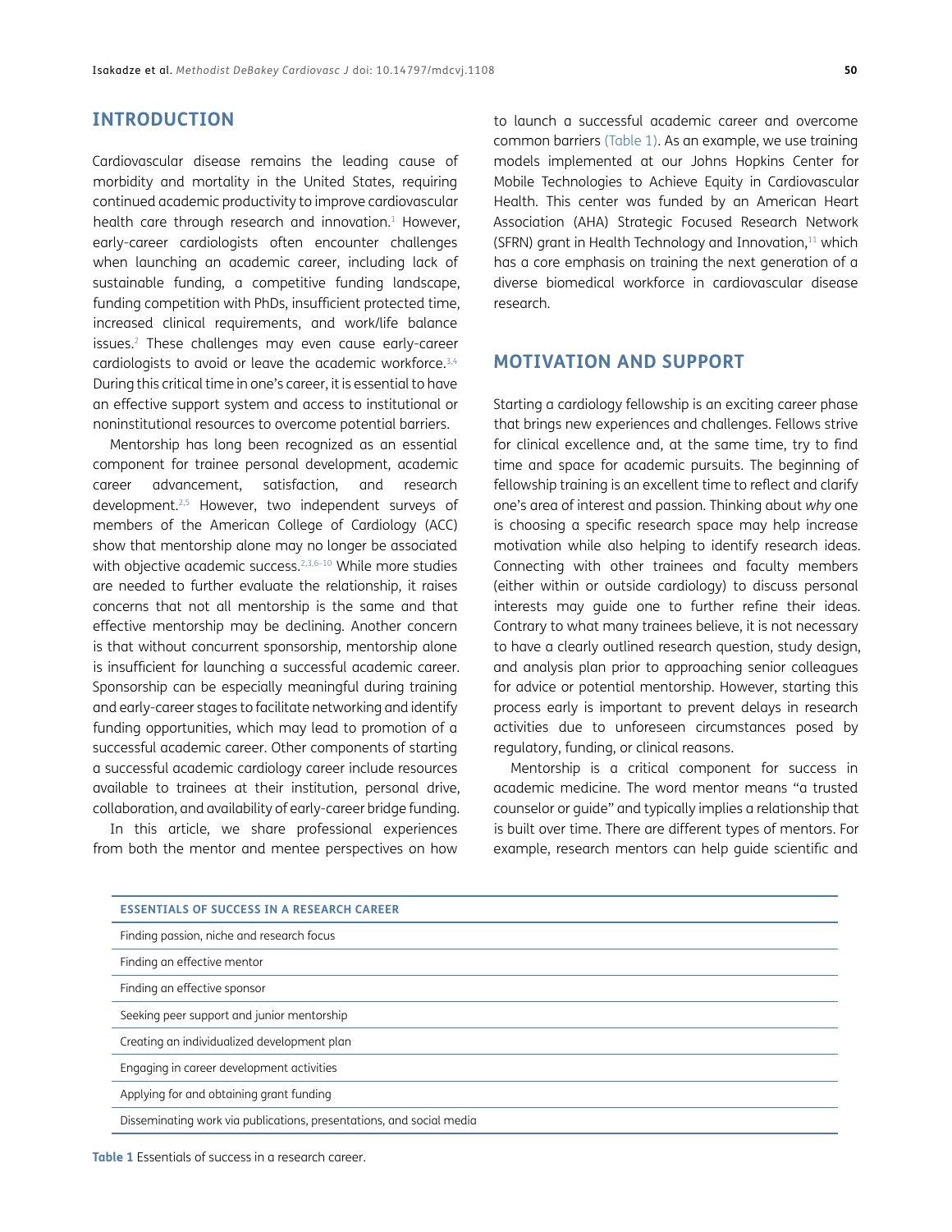## INTRODUCTION

Cardiovascular disease remains the leading cause of morbidity and mortality in the United States, requiring continued academic productivity to improve cardiovascular health care through research and innovation.[1] However, early-career cardiologists often encounter challenges when launching an academic career, including lack of sustainable funding, a competitive funding landscape, funding competition with PhDs, insufficient protected time, increased clinical requirements, and work/life balance issues.[2] These challenges may even cause early-career cardiologists to avoid or leave the academic workforce.[3,4] During this critical time in one's career, it is essential to have an effective support system and access to institutional or noninstitutional resources to overcome potential barriers.

Mentorship has long been recognized as an essential component for trainee personal development, academic career advancement, satisfaction, and research development.[2,5] However, two independent surveys of members of the American College of Cardiology (ACC) show that mentorship alone may no longer be associated with objective academic success.[2,3,6–10] While more studies are needed to further evaluate the relationship, it raises concerns that not all mentorship is the same and that effective mentorship may be declining. Another concern is that without concurrent sponsorship, mentorship alone is insufficient for launching a successful academic career. Sponsorship can be especially meaningful during training and early-career stages to facilitate networking and identify funding opportunities, which may lead to promotion of a successful academic career. Other components of starting a successful academic cardiology career include resources available to trainees at their institution, personal drive, collaboration, and availability of early-career bridge funding.

In this article, we share professional experiences from both the mentor and mentee perspectives on how to launch a successful academic career and overcome common barriers (Table 1). As an example, we use training models implemented at our Johns Hopkins Center for Mobile Technologies to Achieve Equity in Cardiovascular Health. This center was funded by an American Heart Association (AHA) Strategic Focused Research Network (SFRN) grant in Health Technology and Innovation,[11] which has a core emphasis on training the next generation of a diverse biomedical workforce in cardiovascular disease research.

## MOTIVATION AND SUPPORT

Starting a cardiology fellowship is an exciting career phase that brings new experiences and challenges. Fellows strive for clinical excellence and, at the same time, try to find time and space for academic pursuits. The beginning of fellowship training is an excellent time to reflect and clarify one's area of interest and passion. Thinking about *why* one is choosing a specific research space may help increase motivation while also helping to identify research ideas. Connecting with other trainees and faculty members (either within or outside cardiology) to discuss personal interests may guide one to further refine their ideas. Contrary to what many trainees believe, it is not necessary to have a clearly outlined research question, study design, and analysis plan prior to approaching senior colleagues for advice or potential mentorship. However, starting this process early is important to prevent delays in research activities due to unforeseen circumstances posed by regulatory, funding, or clinical reasons.

Mentorship is a critical component for success in academic medicine. The word mentor means "a trusted counselor or guide" and typically implies a relationship that is built over time. There are different types of mentors. For example, research mentors can help guide scientific and

| ESSENTIALS OF SUCCESS IN A RESEARCH CAREER |
| --- |
| Finding passion, niche and research focus |
| Finding an effective mentor |
| Finding an effective sponsor |
| Seeking peer support and junior mentorship |
| Creating an individualized development plan |
| Engaging in career development activities |
| Applying for and obtaining grant funding |
| Disseminating work via publications, presentations, and social media |

**Table 1** Essentials of success in a research career.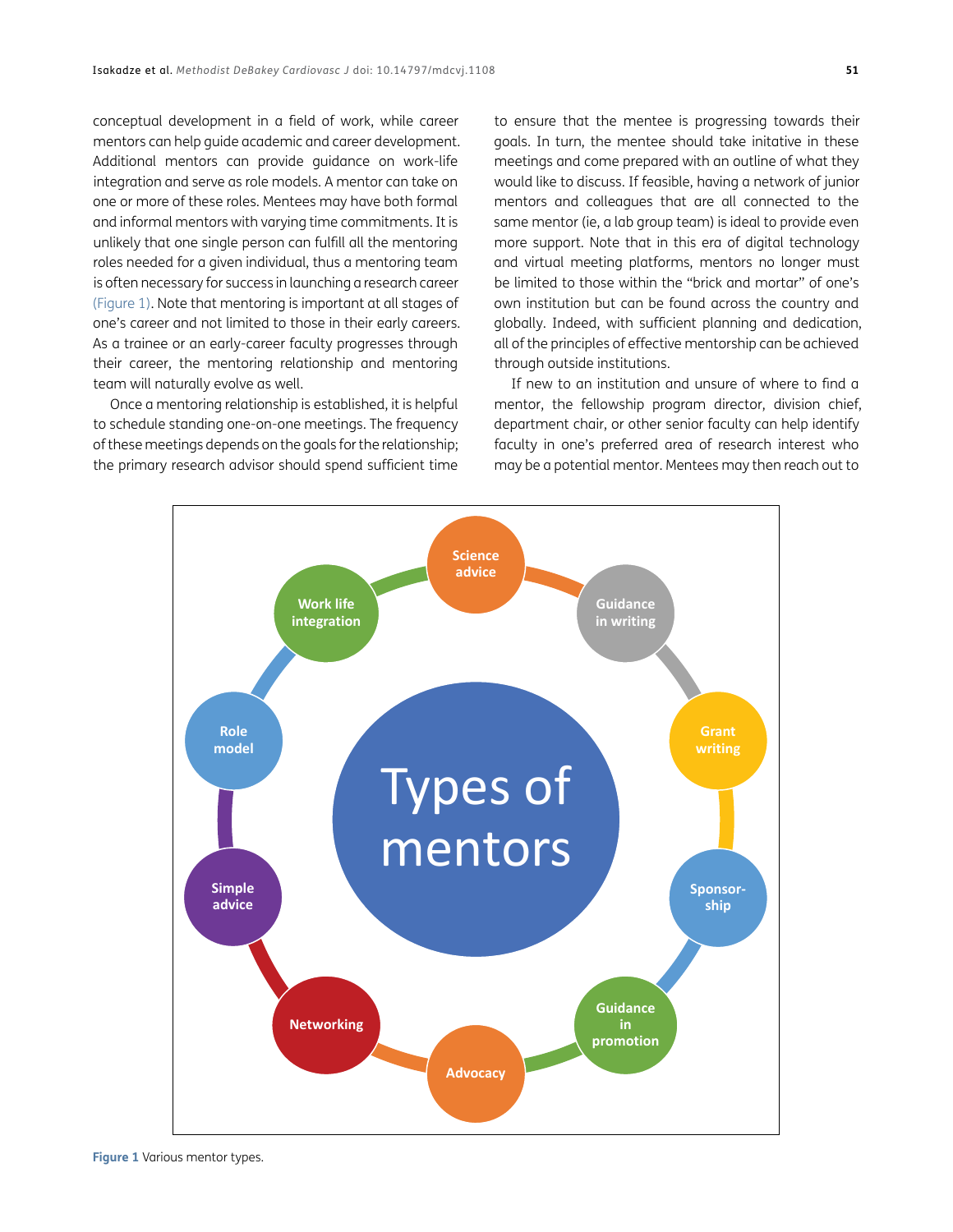conceptual development in a field of work, while career mentors can help guide academic and career development. Additional mentors can provide guidance on work-life integration and serve as role models. A mentor can take on one or more of these roles. Mentees may have both formal and informal mentors with varying time commitments. It is unlikely that one single person can fulfill all the mentoring roles needed for a given individual, thus a mentoring team is often necessary for success in launching a research career (Figure 1). Note that mentoring is important at all stages of one's career and not limited to those in their early careers. As a trainee or an early-career faculty progresses through their career, the mentoring relationship and mentoring team will naturally evolve as well.

Once a mentoring relationship is established, it is helpful to schedule standing one-on-one meetings. The frequency of these meetings depends on the goals for the relationship; the primary research advisor should spend sufficient time to ensure that the mentee is progressing towards their goals. In turn, the mentee should take initative in these meetings and come prepared with an outline of what they would like to discuss. If feasible, having a network of junior mentors and colleagues that are all connected to the same mentor (ie, a lab group team) is ideal to provide even more support. Note that in this era of digital technology and virtual meeting platforms, mentors no longer must be limited to those within the "brick and mortar" of one's own institution but can be found across the country and globally. Indeed, with sufficient planning and dedication, all of the principles of effective mentorship can be achieved through outside institutions.

If new to an institution and unsure of where to find a mentor, the fellowship program director, division chief, department chair, or other senior faculty can help identify faculty in one's preferred area of research interest who may be a potential mentor. Mentees may then reach out to

Types of mentors: Science advice; Guidance in writing; Grant writing; Sponsorship; Guidance in promotion; Advocacy; Networking; Simple advice; Role model; Work life integration

**Figure 1** Various mentor types.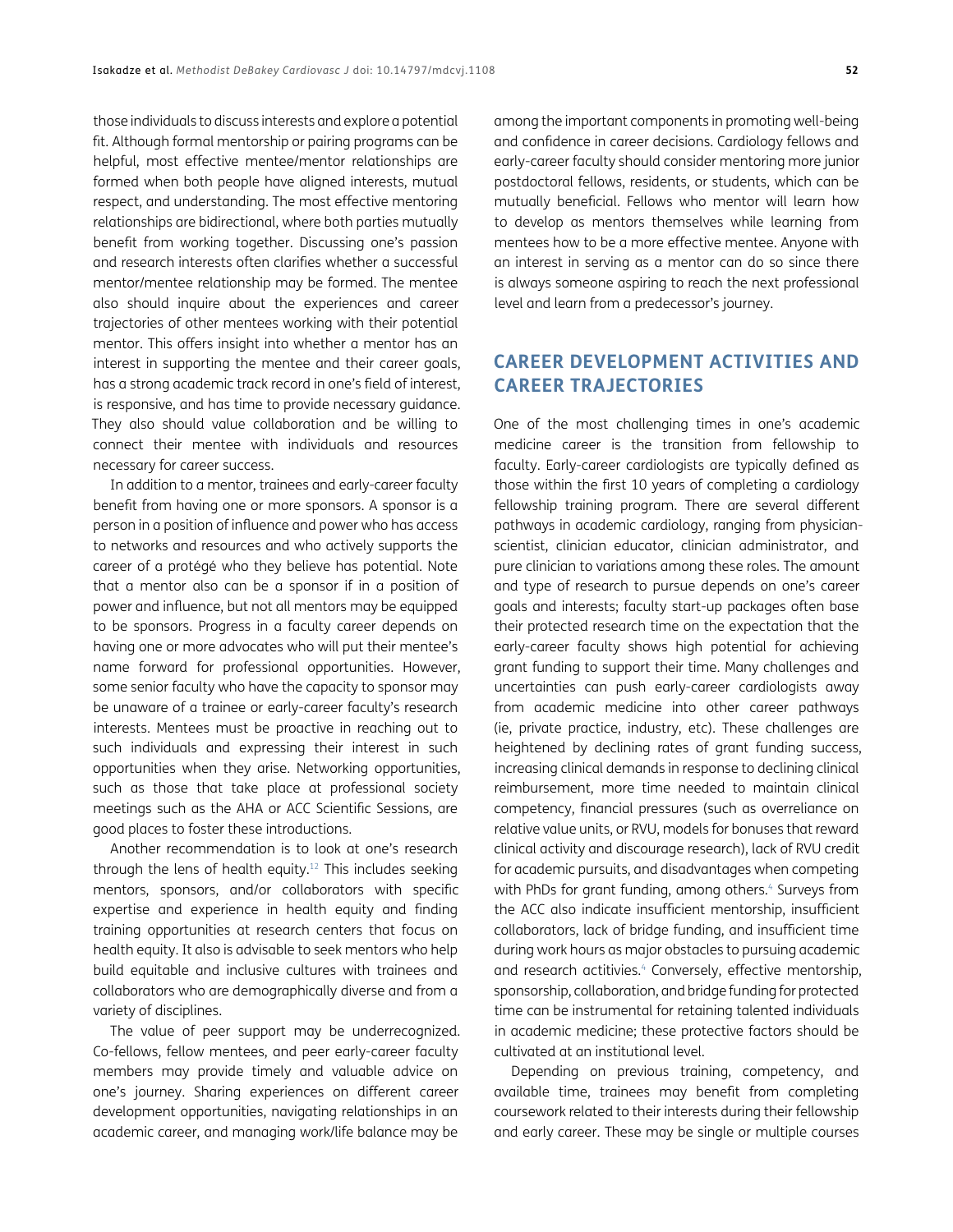those individuals to discuss interests and explore a potential fit. Although formal mentorship or pairing programs can be helpful, most effective mentee/mentor relationships are formed when both people have aligned interests, mutual respect, and understanding. The most effective mentoring relationships are bidirectional, where both parties mutually benefit from working together. Discussing one's passion and research interests often clarifies whether a successful mentor/mentee relationship may be formed. The mentee also should inquire about the experiences and career trajectories of other mentees working with their potential mentor. This offers insight into whether a mentor has an interest in supporting the mentee and their career goals, has a strong academic track record in one's field of interest, is responsive, and has time to provide necessary guidance. They also should value collaboration and be willing to connect their mentee with individuals and resources necessary for career success.

In addition to a mentor, trainees and early-career faculty benefit from having one or more sponsors. A sponsor is a person in a position of influence and power who has access to networks and resources and who actively supports the career of a protégé who they believe has potential. Note that a mentor also can be a sponsor if in a position of power and influence, but not all mentors may be equipped to be sponsors. Progress in a faculty career depends on having one or more advocates who will put their mentee's name forward for professional opportunities. However, some senior faculty who have the capacity to sponsor may be unaware of a trainee or early-career faculty's research interests. Mentees must be proactive in reaching out to such individuals and expressing their interest in such opportunities when they arise. Networking opportunities, such as those that take place at professional society meetings such as the AHA or ACC Scientific Sessions, are good places to foster these introductions.

Another recommendation is to look at one's research through the lens of health equity.[12] This includes seeking mentors, sponsors, and/or collaborators with specific expertise and experience in health equity and finding training opportunities at research centers that focus on health equity. It also is advisable to seek mentors who help build equitable and inclusive cultures with trainees and collaborators who are demographically diverse and from a variety of disciplines.

The value of peer support may be underrecognized. Co-fellows, fellow mentees, and peer early-career faculty members may provide timely and valuable advice on one's journey. Sharing experiences on different career development opportunities, navigating relationships in an academic career, and managing work/life balance may be among the important components in promoting well-being and confidence in career decisions. Cardiology fellows and early-career faculty should consider mentoring more junior postdoctoral fellows, residents, or students, which can be mutually beneficial. Fellows who mentor will learn how to develop as mentors themselves while learning from mentees how to be a more effective mentee. Anyone with an interest in serving as a mentor can do so since there is always someone aspiring to reach the next professional level and learn from a predecessor's journey.

## CAREER DEVELOPMENT ACTIVITIES AND CAREER TRAJECTORIES

One of the most challenging times in one's academic medicine career is the transition from fellowship to faculty. Early-career cardiologists are typically defined as those within the first 10 years of completing a cardiology fellowship training program. There are several different pathways in academic cardiology, ranging from physician-scientist, clinician educator, clinician administrator, and pure clinician to variations among these roles. The amount and type of research to pursue depends on one's career goals and interests; faculty start-up packages often base their protected research time on the expectation that the early-career faculty shows high potential for achieving grant funding to support their time. Many challenges and uncertainties can push early-career cardiologists away from academic medicine into other career pathways (ie, private practice, industry, etc). These challenges are heightened by declining rates of grant funding success, increasing clinical demands in response to declining clinical reimbursement, more time needed to maintain clinical competency, financial pressures (such as overreliance on relative value units, or RVU, models for bonuses that reward clinical activity and discourage research), lack of RVU credit for academic pursuits, and disadvantages when competing with PhDs for grant funding, among others.[4] Surveys from the ACC also indicate insufficient mentorship, insufficient collaborators, lack of bridge funding, and insufficient time during work hours as major obstacles to pursuing academic and research actitivies.[4] Conversely, effective mentorship, sponsorship, collaboration, and bridge funding for protected time can be instrumental for retaining talented individuals in academic medicine; these protective factors should be cultivated at an institutional level.

Depending on previous training, competency, and available time, trainees may benefit from completing coursework related to their interests during their fellowship and early career. These may be single or multiple courses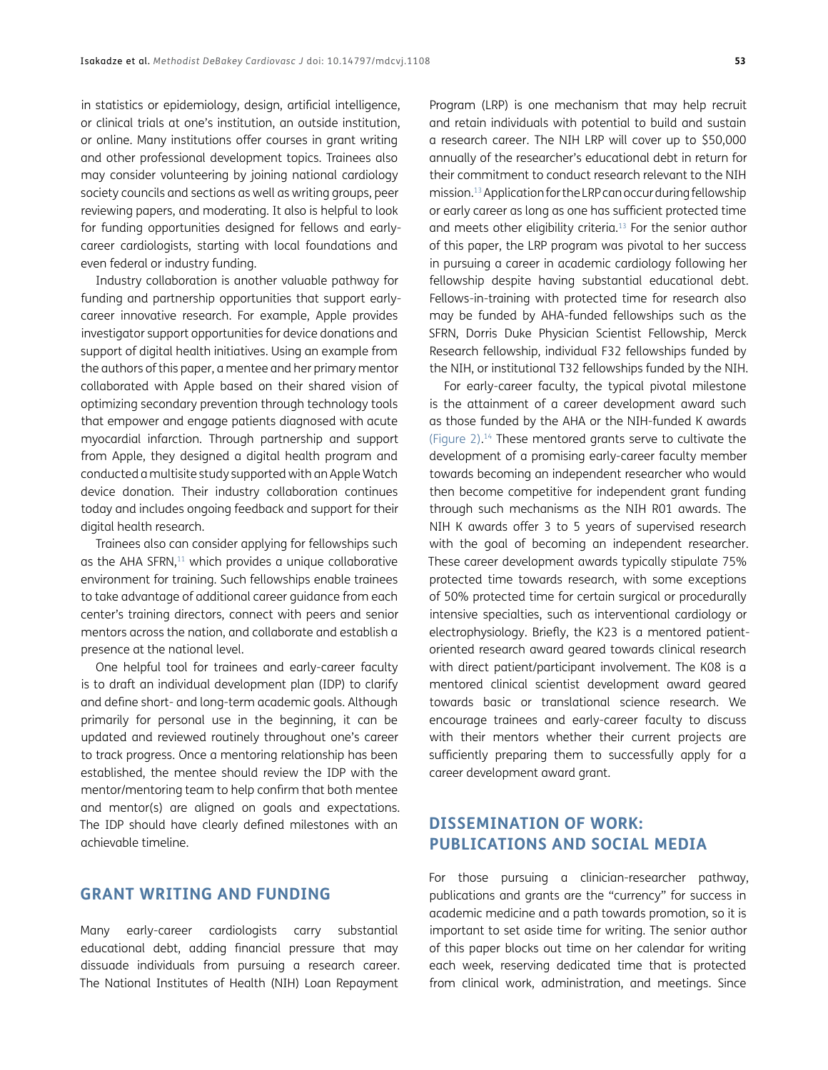in statistics or epidemiology, design, artificial intelligence, or clinical trials at one's institution, an outside institution, or online. Many institutions offer courses in grant writing and other professional development topics. Trainees also may consider volunteering by joining national cardiology society councils and sections as well as writing groups, peer reviewing papers, and moderating. It also is helpful to look for funding opportunities designed for fellows and early-career cardiologists, starting with local foundations and even federal or industry funding.

Industry collaboration is another valuable pathway for funding and partnership opportunities that support early-career innovative research. For example, Apple provides investigator support opportunities for device donations and support of digital health initiatives. Using an example from the authors of this paper, a mentee and her primary mentor collaborated with Apple based on their shared vision of optimizing secondary prevention through technology tools that empower and engage patients diagnosed with acute myocardial infarction. Through partnership and support from Apple, they designed a digital health program and conducted a multisite study supported with an Apple Watch device donation. Their industry collaboration continues today and includes ongoing feedback and support for their digital health research.

Trainees also can consider applying for fellowships such as the AHA SFRN,[11] which provides a unique collaborative environment for training. Such fellowships enable trainees to take advantage of additional career guidance from each center's training directors, connect with peers and senior mentors across the nation, and collaborate and establish a presence at the national level.

One helpful tool for trainees and early-career faculty is to draft an individual development plan (IDP) to clarify and define short- and long-term academic goals. Although primarily for personal use in the beginning, it can be updated and reviewed routinely throughout one's career to track progress. Once a mentoring relationship has been established, the mentee should review the IDP with the mentor/mentoring team to help confirm that both mentee and mentor(s) are aligned on goals and expectations. The IDP should have clearly defined milestones with an achievable timeline.

## GRANT WRITING AND FUNDING

Many early-career cardiologists carry substantial educational debt, adding financial pressure that may dissuade individuals from pursuing a research career. The National Institutes of Health (NIH) Loan Repayment Program (LRP) is one mechanism that may help recruit and retain individuals with potential to build and sustain a research career. The NIH LRP will cover up to $50,000 annually of the researcher's educational debt in return for their commitment to conduct research relevant to the NIH mission.[13] Application for the LRP can occur during fellowship or early career as long as one has sufficient protected time and meets other eligibility criteria.[13] For the senior author of this paper, the LRP program was pivotal to her success in pursuing a career in academic cardiology following her fellowship despite having substantial educational debt. Fellows-in-training with protected time for research also may be funded by AHA-funded fellowships such as the SFRN, Dorris Duke Physician Scientist Fellowship, Merck Research fellowship, individual F32 fellowships funded by the NIH, or institutional T32 fellowships funded by the NIH.

For early-career faculty, the typical pivotal milestone is the attainment of a career development award such as those funded by the AHA or the NIH-funded K awards (Figure 2).[14] These mentored grants serve to cultivate the development of a promising early-career faculty member towards becoming an independent researcher who would then become competitive for independent grant funding through such mechanisms as the NIH R01 awards. The NIH K awards offer 3 to 5 years of supervised research with the goal of becoming an independent researcher. These career development awards typically stipulate 75% protected time towards research, with some exceptions of 50% protected time for certain surgical or procedurally intensive specialties, such as interventional cardiology or electrophysiology. Briefly, the K23 is a mentored patient-oriented research award geared towards clinical research with direct patient/participant involvement. The K08 is a mentored clinical scientist development award geared towards basic or translational science research. We encourage trainees and early-career faculty to discuss with their mentors whether their current projects are sufficiently preparing them to successfully apply for a career development award grant.

## DISSEMINATION OF WORK: PUBLICATIONS AND SOCIAL MEDIA

For those pursuing a clinician-researcher pathway, publications and grants are the "currency" for success in academic medicine and a path towards promotion, so it is important to set aside time for writing. The senior author of this paper blocks out time on her calendar for writing each week, reserving dedicated time that is protected from clinical work, administration, and meetings. Since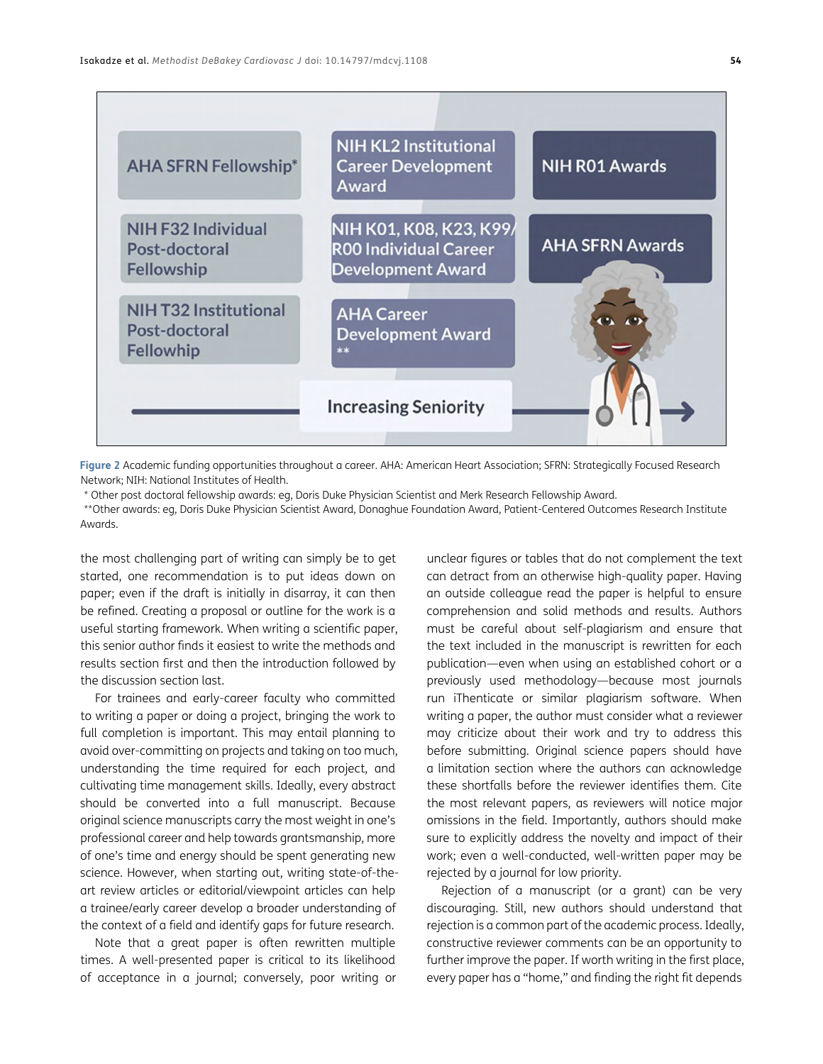Figure 2 Academic funding opportunities throughout a career. AHA: American Heart Association; SFRN: Strategically Focused Research Network; NIH: National Institutes of Health.

\* Other post doctoral fellowship awards: eg, Doris Duke Physician Scientist and Merk Research Fellowship Award.

\*\*Other awards: eg, Doris Duke Physician Scientist Award, Donaghue Foundation Award, Patient-Centered Outcomes Research Institute Awards.

the most challenging part of writing can simply be to get started, one recommendation is to put ideas down on paper; even if the draft is initially in disarray, it can then be refined. Creating a proposal or outline for the work is a useful starting framework. When writing a scientific paper, this senior author finds it easiest to write the methods and results section first and then the introduction followed by the discussion section last.

For trainees and early-career faculty who committed to writing a paper or doing a project, bringing the work to full completion is important. This may entail planning to avoid over-committing on projects and taking on too much, understanding the time required for each project, and cultivating time management skills. Ideally, every abstract should be converted into a full manuscript. Because original science manuscripts carry the most weight in one's professional career and help towards grantsmanship, more of one's time and energy should be spent generating new science. However, when starting out, writing state-of-the-art review articles or editorial/viewpoint articles can help a trainee/early career develop a broader understanding of the context of a field and identify gaps for future research.

Note that a great paper is often rewritten multiple times. A well-presented paper is critical to its likelihood of acceptance in a journal; conversely, poor writing or unclear figures or tables that do not complement the text can detract from an otherwise high-quality paper. Having an outside colleague read the paper is helpful to ensure comprehension and solid methods and results. Authors must be careful about self-plagiarism and ensure that the text included in the manuscript is rewritten for each publication—even when using an established cohort or a previously used methodology—because most journals run iThenticate or similar plagiarism software. When writing a paper, the author must consider what a reviewer may criticize about their work and try to address this before submitting. Original science papers should have a limitation section where the authors can acknowledge these shortfalls before the reviewer identifies them. Cite the most relevant papers, as reviewers will notice major omissions in the field. Importantly, authors should make sure to explicitly address the novelty and impact of their work; even a well-conducted, well-written paper may be rejected by a journal for low priority.

Rejection of a manuscript (or a grant) can be very discouraging. Still, new authors should understand that rejection is a common part of the academic process. Ideally, constructive reviewer comments can be an opportunity to further improve the paper. If worth writing in the first place, every paper has a "home," and finding the right fit depends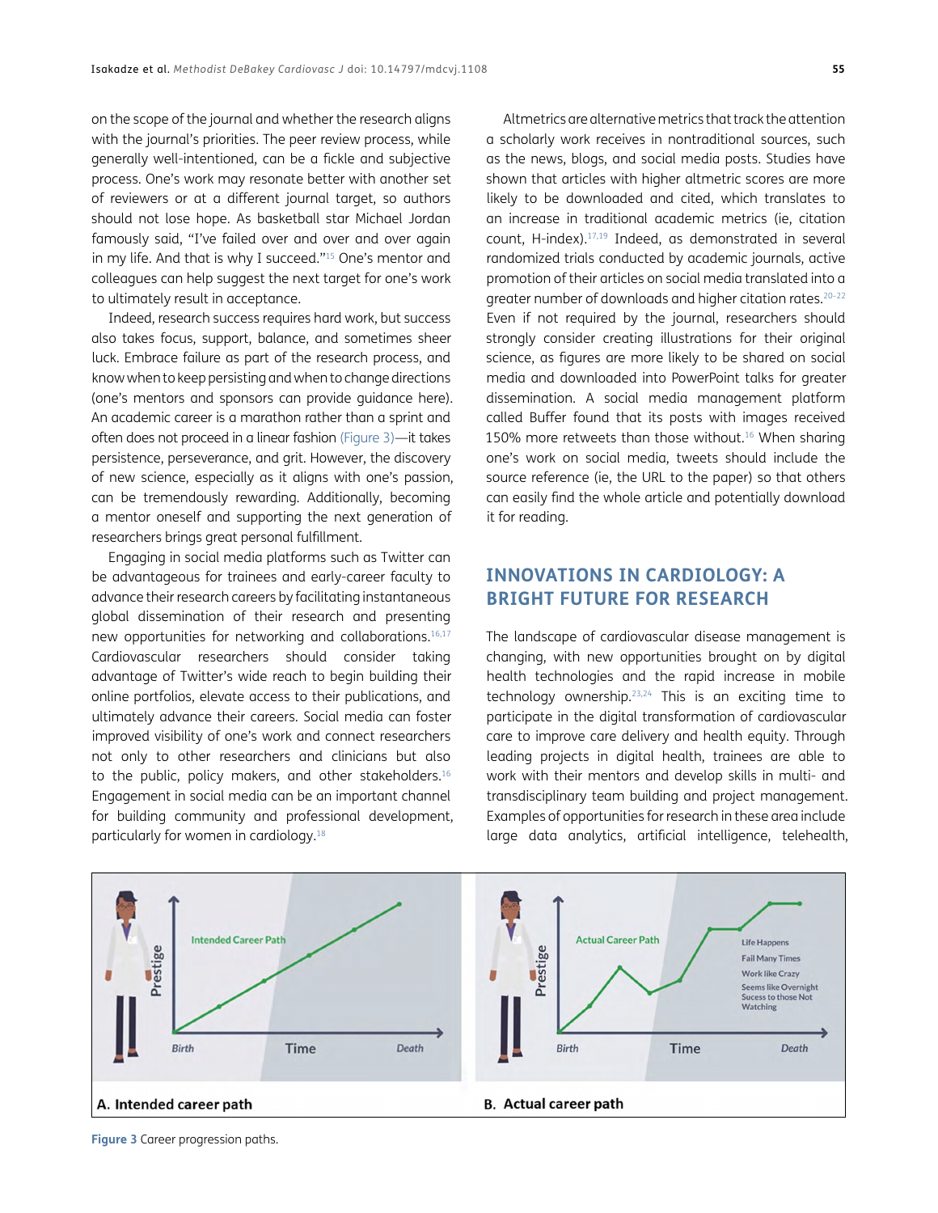on the scope of the journal and whether the research aligns with the journal's priorities. The peer review process, while generally well-intentioned, can be a fickle and subjective process. One's work may resonate better with another set of reviewers or at a different journal target, so authors should not lose hope. As basketball star Michael Jordan famously said, "I've failed over and over and over again in my life. And that is why I succeed."[15] One's mentor and colleagues can help suggest the next target for one's work to ultimately result in acceptance.

Indeed, research success requires hard work, but success also takes focus, support, balance, and sometimes sheer luck. Embrace failure as part of the research process, and know when to keep persisting and when to change directions (one's mentors and sponsors can provide guidance here). An academic career is a marathon rather than a sprint and often does not proceed in a linear fashion (Figure 3)—it takes persistence, perseverance, and grit. However, the discovery of new science, especially as it aligns with one's passion, can be tremendously rewarding. Additionally, becoming a mentor oneself and supporting the next generation of researchers brings great personal fulfillment.

Engaging in social media platforms such as Twitter can be advantageous for trainees and early-career faculty to advance their research careers by facilitating instantaneous global dissemination of their research and presenting new opportunities for networking and collaborations.[16,17] Cardiovascular researchers should consider taking advantage of Twitter's wide reach to begin building their online portfolios, elevate access to their publications, and ultimately advance their careers. Social media can foster improved visibility of one's work and connect researchers not only to other researchers and clinicians but also to the public, policy makers, and other stakeholders.[16] Engagement in social media can be an important channel for building community and professional development, particularly for women in cardiology.[18]

Altmetrics are alternative metrics that track the attention a scholarly work receives in nontraditional sources, such as the news, blogs, and social media posts. Studies have shown that articles with higher altmetric scores are more likely to be downloaded and cited, which translates to an increase in traditional academic metrics (ie, citation count, H-index).[17,19] Indeed, as demonstrated in several randomized trials conducted by academic journals, active promotion of their articles on social media translated into a greater number of downloads and higher citation rates.[20–22] Even if not required by the journal, researchers should strongly consider creating illustrations for their original science, as figures are more likely to be shared on social media and downloaded into PowerPoint talks for greater dissemination. A social media management platform called Buffer found that its posts with images received 150% more retweets than those without.[16] When sharing one's work on social media, tweets should include the source reference (ie, the URL to the paper) so that others can easily find the whole article and potentially download it for reading.

## INNOVATIONS IN CARDIOLOGY: A BRIGHT FUTURE FOR RESEARCH

The landscape of cardiovascular disease management is changing, with new opportunities brought on by digital health technologies and the rapid increase in mobile technology ownership.[23,24] This is an exciting time to participate in the digital transformation of cardiovascular care to improve care delivery and health equity. Through leading projects in digital health, trainees are able to work with their mentors and develop skills in multi- and transdisciplinary team building and project management. Examples of opportunities for research in these area include large data analytics, artificial intelligence, telehealth,

A. Intended career path

B. Actual career path

**Figure 3** Career progression paths.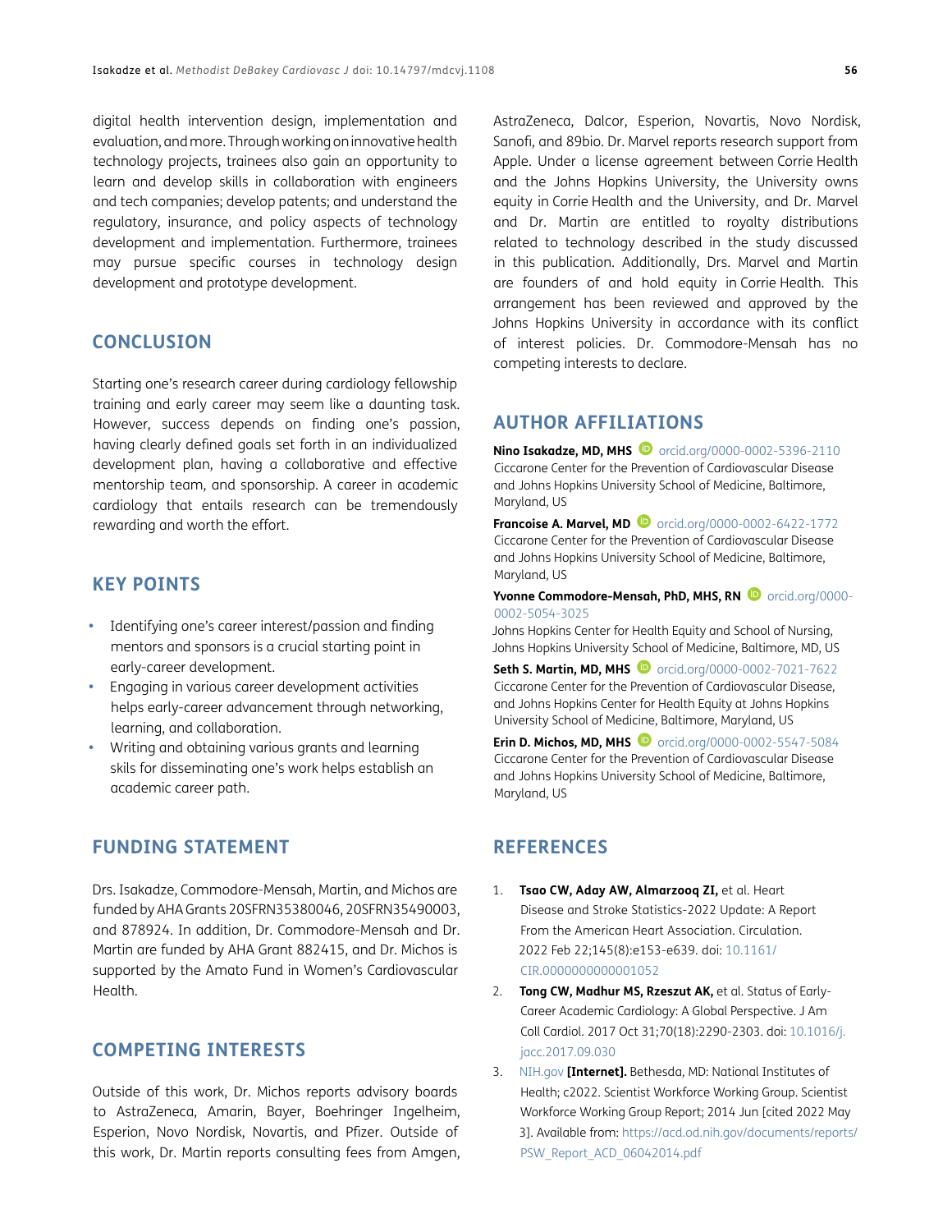digital health intervention design, implementation and evaluation, and more. Through working on innovative health technology projects, trainees also gain an opportunity to learn and develop skills in collaboration with engineers and tech companies; develop patents; and understand the regulatory, insurance, and policy aspects of technology development and implementation. Furthermore, trainees may pursue specific courses in technology design development and prototype development.

## CONCLUSION

Starting one's research career during cardiology fellowship training and early career may seem like a daunting task. However, success depends on finding one's passion, having clearly defined goals set forth in an individualized development plan, having a collaborative and effective mentorship team, and sponsorship. A career in academic cardiology that entails research can be tremendously rewarding and worth the effort.

## KEY POINTS

- Identifying one's career interest/passion and finding mentors and sponsors is a crucial starting point in early-career development.
- Engaging in various career development activities helps early-career advancement through networking, learning, and collaboration.
- Writing and obtaining various grants and learning skils for disseminating one's work helps establish an academic career path.

## FUNDING STATEMENT

Drs. Isakadze, Commodore-Mensah, Martin, and Michos are funded by AHA Grants 20SFRN35380046, 20SFRN35490003, and 878924. In addition, Dr. Commodore-Mensah and Dr. Martin are funded by AHA Grant 882415, and Dr. Michos is supported by the Amato Fund in Women's Cardiovascular Health.

## COMPETING INTERESTS

Outside of this work, Dr. Michos reports advisory boards to AstraZeneca, Amarin, Bayer, Boehringer Ingelheim, Esperion, Novo Nordisk, Novartis, and Pfizer. Outside of this work, Dr. Martin reports consulting fees from Amgen, AstraZeneca, Dalcor, Esperion, Novartis, Novo Nordisk, Sanofi, and 89bio. Dr. Marvel reports research support from Apple. Under a license agreement between Corrie Health and the Johns Hopkins University, the University owns equity in Corrie Health and the University, and Dr. Marvel and Dr. Martin are entitled to royalty distributions related to technology described in the study discussed in this publication. Additionally, Drs. Marvel and Martin are founders of and hold equity in Corrie Health. This arrangement has been reviewed and approved by the Johns Hopkins University in accordance with its conflict of interest policies. Dr. Commodore-Mensah has no competing interests to declare.

## AUTHOR AFFILIATIONS

**Nino Isakadze, MD, MHS** orcid.org/0000-0002-5396-2110
Ciccarone Center for the Prevention of Cardiovascular Disease and Johns Hopkins University School of Medicine, Baltimore, Maryland, US

**Francoise A. Marvel, MD** orcid.org/0000-0002-6422-1772
Ciccarone Center for the Prevention of Cardiovascular Disease and Johns Hopkins University School of Medicine, Baltimore, Maryland, US

**Yvonne Commodore-Mensah, PhD, MHS, RN** orcid.org/0000-0002-5054-3025
Johns Hopkins Center for Health Equity and School of Nursing, Johns Hopkins University School of Medicine, Baltimore, MD, US

**Seth S. Martin, MD, MHS** orcid.org/0000-0002-7021-7622
Ciccarone Center for the Prevention of Cardiovascular Disease, and Johns Hopkins Center for Health Equity at Johns Hopkins University School of Medicine, Baltimore, Maryland, US

**Erin D. Michos, MD, MHS** orcid.org/0000-0002-5547-5084
Ciccarone Center for the Prevention of Cardiovascular Disease and Johns Hopkins University School of Medicine, Baltimore, Maryland, US

## REFERENCES

1. **Tsao CW, Aday AW, Almarzooq ZI,** et al. Heart Disease and Stroke Statistics-2022 Update: A Report From the American Heart Association. Circulation. 2022 Feb 22;145(8):e153-e639. doi: 10.1161/CIR.0000000000001052
2. **Tong CW, Madhur MS, Rzeszut AK,** et al. Status of Early-Career Academic Cardiology: A Global Perspective. J Am Coll Cardiol. 2017 Oct 31;70(18):2290-2303. doi: 10.1016/j.jacc.2017.09.030
3. NIH.gov **[Internet].** Bethesda, MD: National Institutes of Health; c2022. Scientist Workforce Working Group. Scientist Workforce Working Group Report; 2014 Jun [cited 2022 May 3]. Available from: https://acd.od.nih.gov/documents/reports/PSW_Report_ACD_06042014.pdf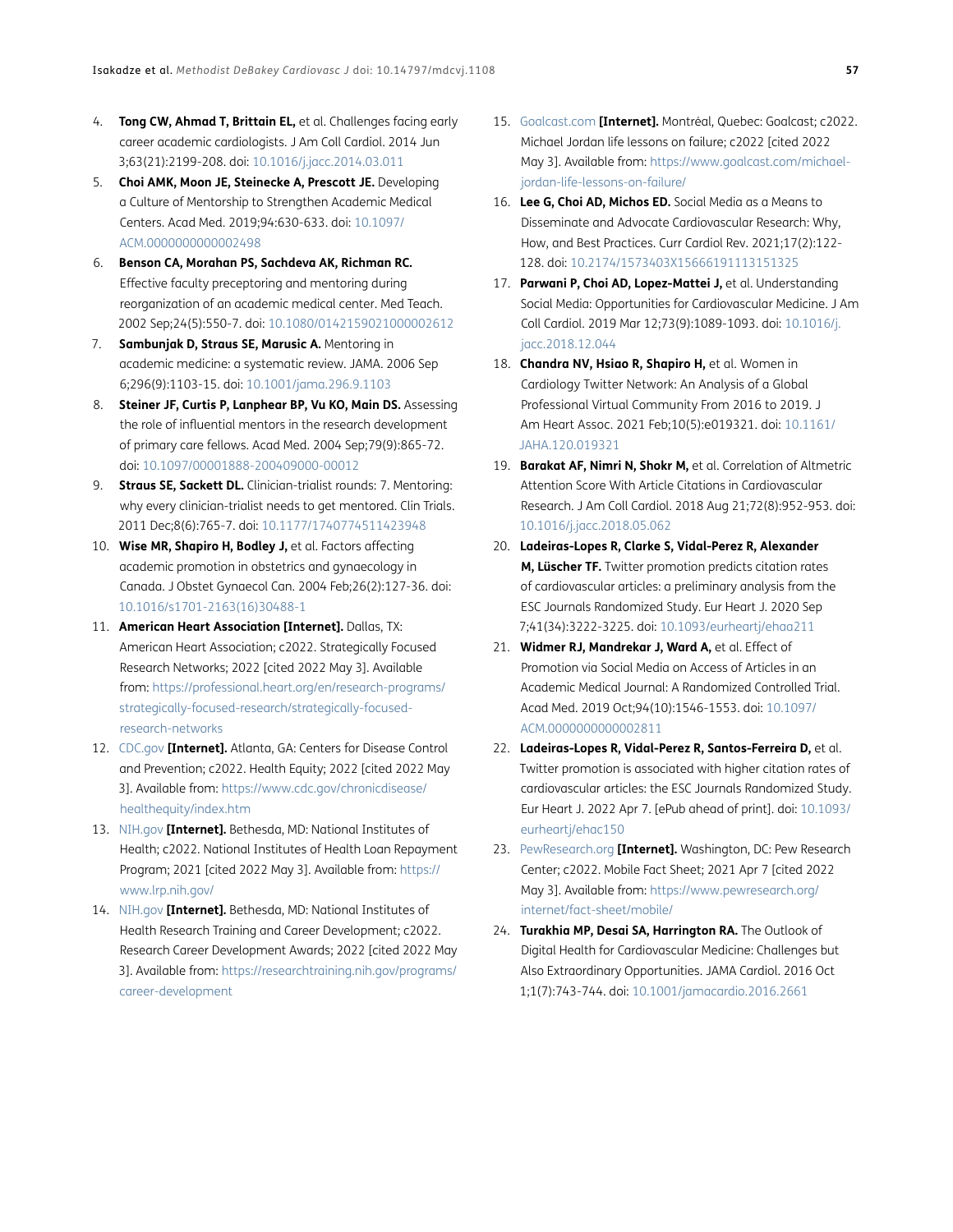4. **Tong CW, Ahmad T, Brittain EL,** et al. Challenges facing early career academic cardiologists. J Am Coll Cardiol. 2014 Jun 3;63(21):2199-208. doi: 10.1016/j.jacc.2014.03.011
5. **Choi AMK, Moon JE, Steinecke A, Prescott JE.** Developing a Culture of Mentorship to Strengthen Academic Medical Centers. Acad Med. 2019;94:630-633. doi: 10.1097/ACM.0000000000002498
6. **Benson CA, Morahan PS, Sachdeva AK, Richman RC.** Effective faculty preceptoring and mentoring during reorganization of an academic medical center. Med Teach. 2002 Sep;24(5):550-7. doi: 10.1080/0142159021000002612
7. **Sambunjak D, Straus SE, Marusic A.** Mentoring in academic medicine: a systematic review. JAMA. 2006 Sep 6;296(9):1103-15. doi: 10.1001/jama.296.9.1103
8. **Steiner JF, Curtis P, Lanphear BP, Vu KO, Main DS.** Assessing the role of influential mentors in the research development of primary care fellows. Acad Med. 2004 Sep;79(9):865-72. doi: 10.1097/00001888-200409000-00012
9. **Straus SE, Sackett DL.** Clinician-trialist rounds: 7. Mentoring: why every clinician-trialist needs to get mentored. Clin Trials. 2011 Dec;8(6):765-7. doi: 10.1177/1740774511423948
10. **Wise MR, Shapiro H, Bodley J,** et al. Factors affecting academic promotion in obstetrics and gynaecology in Canada. J Obstet Gynaecol Can. 2004 Feb;26(2):127-36. doi: 10.1016/s1701-2163(16)30488-1
11. **American Heart Association [Internet].** Dallas, TX: American Heart Association; c2022. Strategically Focused Research Networks; 2022 [cited 2022 May 3]. Available from: https://professional.heart.org/en/research-programs/strategically-focused-research/strategically-focused-research-networks
12. CDC.gov **[Internet].** Atlanta, GA: Centers for Disease Control and Prevention; c2022. Health Equity; 2022 [cited 2022 May 3]. Available from: https://www.cdc.gov/chronicdisease/healthequity/index.htm
13. NIH.gov **[Internet].** Bethesda, MD: National Institutes of Health; c2022. National Institutes of Health Loan Repayment Program; 2021 [cited 2022 May 3]. Available from: https://www.lrp.nih.gov/
14. NIH.gov **[Internet].** Bethesda, MD: National Institutes of Health Research Training and Career Development; c2022. Research Career Development Awards; 2022 [cited 2022 May 3]. Available from: https://researchtraining.nih.gov/programs/career-development
15. Goalcast.com **[Internet].** Montréal, Quebec: Goalcast; c2022. Michael Jordan life lessons on failure; c2022 [cited 2022 May 3]. Available from: https://www.goalcast.com/michael-jordan-life-lessons-on-failure/
16. **Lee G, Choi AD, Michos ED.** Social Media as a Means to Disseminate and Advocate Cardiovascular Research: Why, How, and Best Practices. Curr Cardiol Rev. 2021;17(2):122-128. doi: 10.2174/1573403X15666191113151325
17. **Parwani P, Choi AD, Lopez-Mattei J,** et al. Understanding Social Media: Opportunities for Cardiovascular Medicine. J Am Coll Cardiol. 2019 Mar 12;73(9):1089-1093. doi: 10.1016/j.jacc.2018.12.044
18. **Chandra NV, Hsiao R, Shapiro H,** et al. Women in Cardiology Twitter Network: An Analysis of a Global Professional Virtual Community From 2016 to 2019. J Am Heart Assoc. 2021 Feb;10(5):e019321. doi: 10.1161/JAHA.120.019321
19. **Barakat AF, Nimri N, Shokr M,** et al. Correlation of Altmetric Attention Score With Article Citations in Cardiovascular Research. J Am Coll Cardiol. 2018 Aug 21;72(8):952-953. doi: 10.1016/j.jacc.2018.05.062
20. **Ladeiras-Lopes R, Clarke S, Vidal-Perez R, Alexander M, Lüscher TF.** Twitter promotion predicts citation rates of cardiovascular articles: a preliminary analysis from the ESC Journals Randomized Study. Eur Heart J. 2020 Sep 7;41(34):3222-3225. doi: 10.1093/eurheartj/ehaa211
21. **Widmer RJ, Mandrekar J, Ward A,** et al. Effect of Promotion via Social Media on Access of Articles in an Academic Medical Journal: A Randomized Controlled Trial. Acad Med. 2019 Oct;94(10):1546-1553. doi: 10.1097/ACM.0000000000002811
22. **Ladeiras-Lopes R, Vidal-Perez R, Santos-Ferreira D,** et al. Twitter promotion is associated with higher citation rates of cardiovascular articles: the ESC Journals Randomized Study. Eur Heart J. 2022 Apr 7. [ePub ahead of print]. doi: 10.1093/eurheartj/ehac150
23. PewResearch.org **[Internet].** Washington, DC: Pew Research Center; c2022. Mobile Fact Sheet; 2021 Apr 7 [cited 2022 May 3]. Available from: https://www.pewresearch.org/internet/fact-sheet/mobile/
24. **Turakhia MP, Desai SA, Harrington RA.** The Outlook of Digital Health for Cardiovascular Medicine: Challenges but Also Extraordinary Opportunities. JAMA Cardiol. 2016 Oct 1;1(7):743-744. doi: 10.1001/jamacardio.2016.2661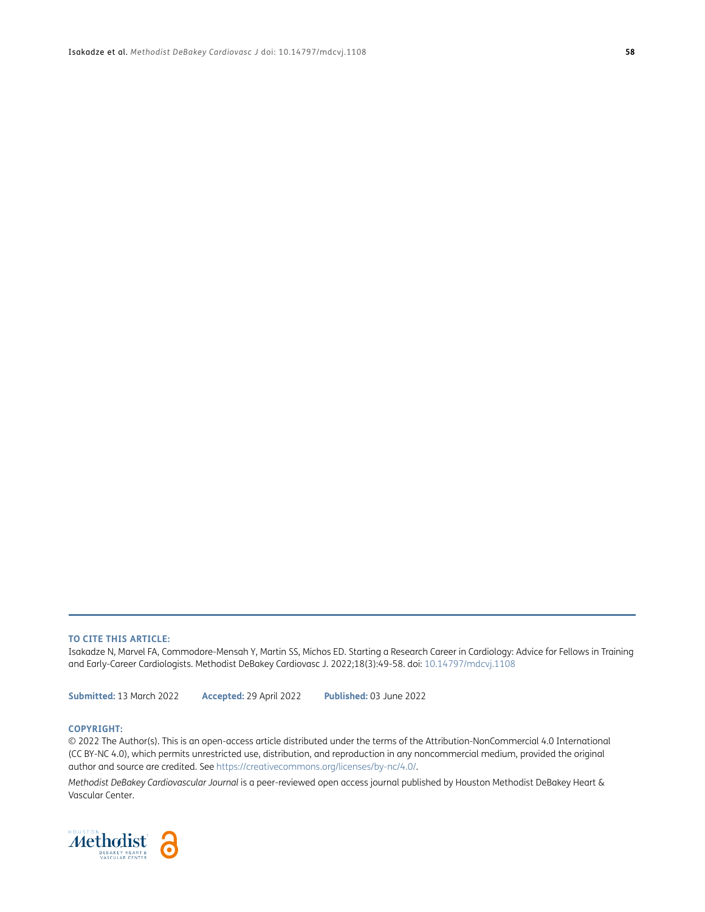**TO CITE THIS ARTICLE:**

Isakadze N, Marvel FA, Commodore-Mensah Y, Martin SS, Michos ED. Starting a Research Career in Cardiology: Advice for Fellows in Training and Early-Career Cardiologists. Methodist DeBakey Cardiovasc J. 2022;18(3):49-58. doi: 10.14797/mdcvj.1108

**Submitted:** 13 March 2022 **Accepted:** 29 April 2022 **Published:** 03 June 2022

**COPYRIGHT:**

© 2022 The Author(s). This is an open-access article distributed under the terms of the Attribution-NonCommercial 4.0 International (CC BY-NC 4.0), which permits unrestricted use, distribution, and reproduction in any noncommercial medium, provided the original author and source are credited. See https://creativecommons.org/licenses/by-nc/4.0/.

*Methodist DeBakey Cardiovascular Journal* is a peer-reviewed open access journal published by Houston Methodist DeBakey Heart & Vascular Center.